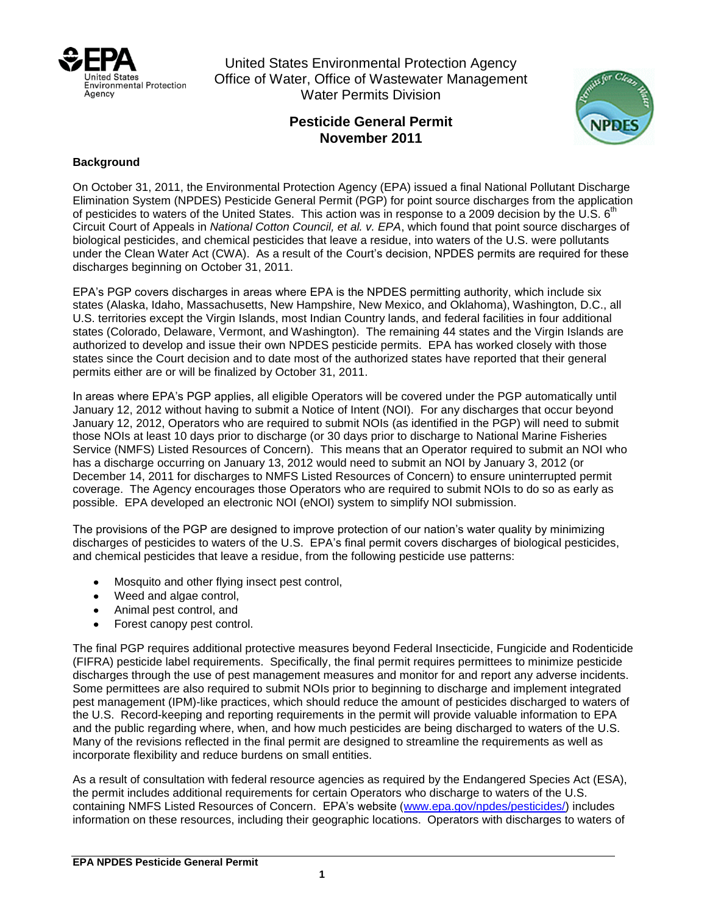United States Environmental Protection Agency
Office of Water, Office of Wastewater Management
Water Permits Division

# Pesticide General Permit
# November 2011

**Background**

On October 31, 2011, the Environmental Protection Agency (EPA) issued a final National Pollutant Discharge Elimination System (NPDES) Pesticide General Permit (PGP) for point source discharges from the application of pesticides to waters of the United States. This action was in response to a 2009 decision by the U.S. 6th Circuit Court of Appeals in *National Cotton Council, et al. v. EPA*, which found that point source discharges of biological pesticides, and chemical pesticides that leave a residue, into waters of the U.S. were pollutants under the Clean Water Act (CWA). As a result of the Court's decision, NPDES permits are required for these discharges beginning on October 31, 2011.

EPA's PGP covers discharges in areas where EPA is the NPDES permitting authority, which include six states (Alaska, Idaho, Massachusetts, New Hampshire, New Mexico, and Oklahoma), Washington, D.C., all U.S. territories except the Virgin Islands, most Indian Country lands, and federal facilities in four additional states (Colorado, Delaware, Vermont, and Washington). The remaining 44 states and the Virgin Islands are authorized to develop and issue their own NPDES pesticide permits. EPA has worked closely with those states since the Court decision and to date most of the authorized states have reported that their general permits either are or will be finalized by October 31, 2011.

In areas where EPA's PGP applies, all eligible Operators will be covered under the PGP automatically until January 12, 2012 without having to submit a Notice of Intent (NOI). For any discharges that occur beyond January 12, 2012, Operators who are required to submit NOIs (as identified in the PGP) will need to submit those NOIs at least 10 days prior to discharge (or 30 days prior to discharge to National Marine Fisheries Service (NMFS) Listed Resources of Concern). This means that an Operator required to submit an NOI who has a discharge occurring on January 13, 2012 would need to submit an NOI by January 3, 2012 (or December 14, 2011 for discharges to NMFS Listed Resources of Concern) to ensure uninterrupted permit coverage. The Agency encourages those Operators who are required to submit NOIs to do so as early as possible. EPA developed an electronic NOI (eNOI) system to simplify NOI submission.

The provisions of the PGP are designed to improve protection of our nation's water quality by minimizing discharges of pesticides to waters of the U.S. EPA's final permit covers discharges of biological pesticides, and chemical pesticides that leave a residue, from the following pesticide use patterns:

- Mosquito and other flying insect pest control,
- Weed and algae control,
- Animal pest control, and
- Forest canopy pest control.

The final PGP requires additional protective measures beyond Federal Insecticide, Fungicide and Rodenticide (FIFRA) pesticide label requirements. Specifically, the final permit requires permittees to minimize pesticide discharges through the use of pest management measures and monitor for and report any adverse incidents. Some permittees are also required to submit NOIs prior to beginning to discharge and implement integrated pest management (IPM)-like practices, which should reduce the amount of pesticides discharged to waters of the U.S. Record-keeping and reporting requirements in the permit will provide valuable information to EPA and the public regarding where, when, and how much pesticides are being discharged to waters of the U.S. Many of the revisions reflected in the final permit are designed to streamline the requirements as well as incorporate flexibility and reduce burdens on small entities.

As a result of consultation with federal resource agencies as required by the Endangered Species Act (ESA), the permit includes additional requirements for certain Operators who discharge to waters of the U.S. containing NMFS Listed Resources of Concern. EPA's website (www.epa.gov/npdes/pesticides/) includes information on these resources, including their geographic locations. Operators with discharges to waters of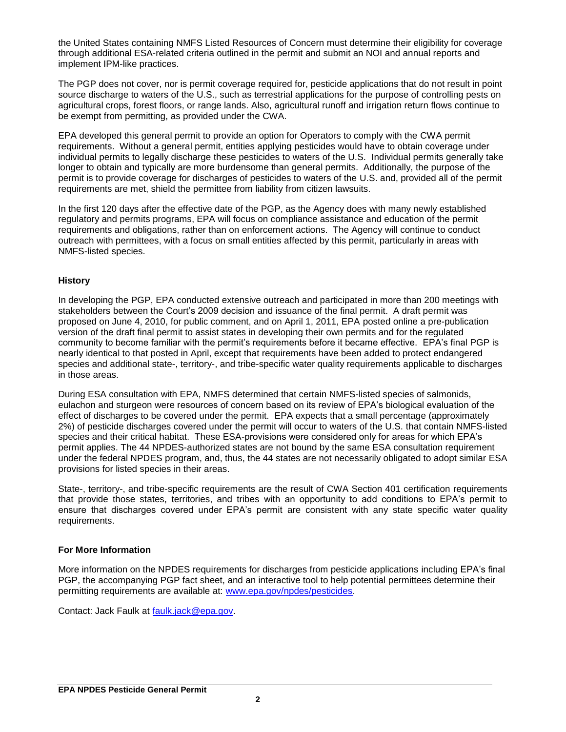the United States containing NMFS Listed Resources of Concern must determine their eligibility for coverage through additional ESA-related criteria outlined in the permit and submit an NOI and annual reports and implement IPM-like practices.

The PGP does not cover, nor is permit coverage required for, pesticide applications that do not result in point source discharge to waters of the U.S., such as terrestrial applications for the purpose of controlling pests on agricultural crops, forest floors, or range lands. Also, agricultural runoff and irrigation return flows continue to be exempt from permitting, as provided under the CWA.

EPA developed this general permit to provide an option for Operators to comply with the CWA permit requirements. Without a general permit, entities applying pesticides would have to obtain coverage under individual permits to legally discharge these pesticides to waters of the U.S. Individual permits generally take longer to obtain and typically are more burdensome than general permits. Additionally, the purpose of the permit is to provide coverage for discharges of pesticides to waters of the U.S. and, provided all of the permit requirements are met, shield the permittee from liability from citizen lawsuits.

In the first 120 days after the effective date of the PGP, as the Agency does with many newly established regulatory and permits programs, EPA will focus on compliance assistance and education of the permit requirements and obligations, rather than on enforcement actions. The Agency will continue to conduct outreach with permittees, with a focus on small entities affected by this permit, particularly in areas with NMFS-listed species.

**History**

In developing the PGP, EPA conducted extensive outreach and participated in more than 200 meetings with stakeholders between the Court's 2009 decision and issuance of the final permit. A draft permit was proposed on June 4, 2010, for public comment, and on April 1, 2011, EPA posted online a pre-publication version of the draft final permit to assist states in developing their own permits and for the regulated community to become familiar with the permit's requirements before it became effective. EPA's final PGP is nearly identical to that posted in April, except that requirements have been added to protect endangered species and additional state-, territory-, and tribe-specific water quality requirements applicable to discharges in those areas.

During ESA consultation with EPA, NMFS determined that certain NMFS-listed species of salmonids, eulachon and sturgeon were resources of concern based on its review of EPA's biological evaluation of the effect of discharges to be covered under the permit. EPA expects that a small percentage (approximately 2%) of pesticide discharges covered under the permit will occur to waters of the U.S. that contain NMFS-listed species and their critical habitat. These ESA-provisions were considered only for areas for which EPA's permit applies. The 44 NPDES-authorized states are not bound by the same ESA consultation requirement under the federal NPDES program, and, thus, the 44 states are not necessarily obligated to adopt similar ESA provisions for listed species in their areas.

State-, territory-, and tribe-specific requirements are the result of CWA Section 401 certification requirements that provide those states, territories, and tribes with an opportunity to add conditions to EPA's permit to ensure that discharges covered under EPA's permit are consistent with any state specific water quality requirements.

**For More Information**

More information on the NPDES requirements for discharges from pesticide applications including EPA's final PGP, the accompanying PGP fact sheet, and an interactive tool to help potential permittees determine their permitting requirements are available at: www.epa.gov/npdes/pesticides.

Contact: Jack Faulk at faulk.jack@epa.gov.